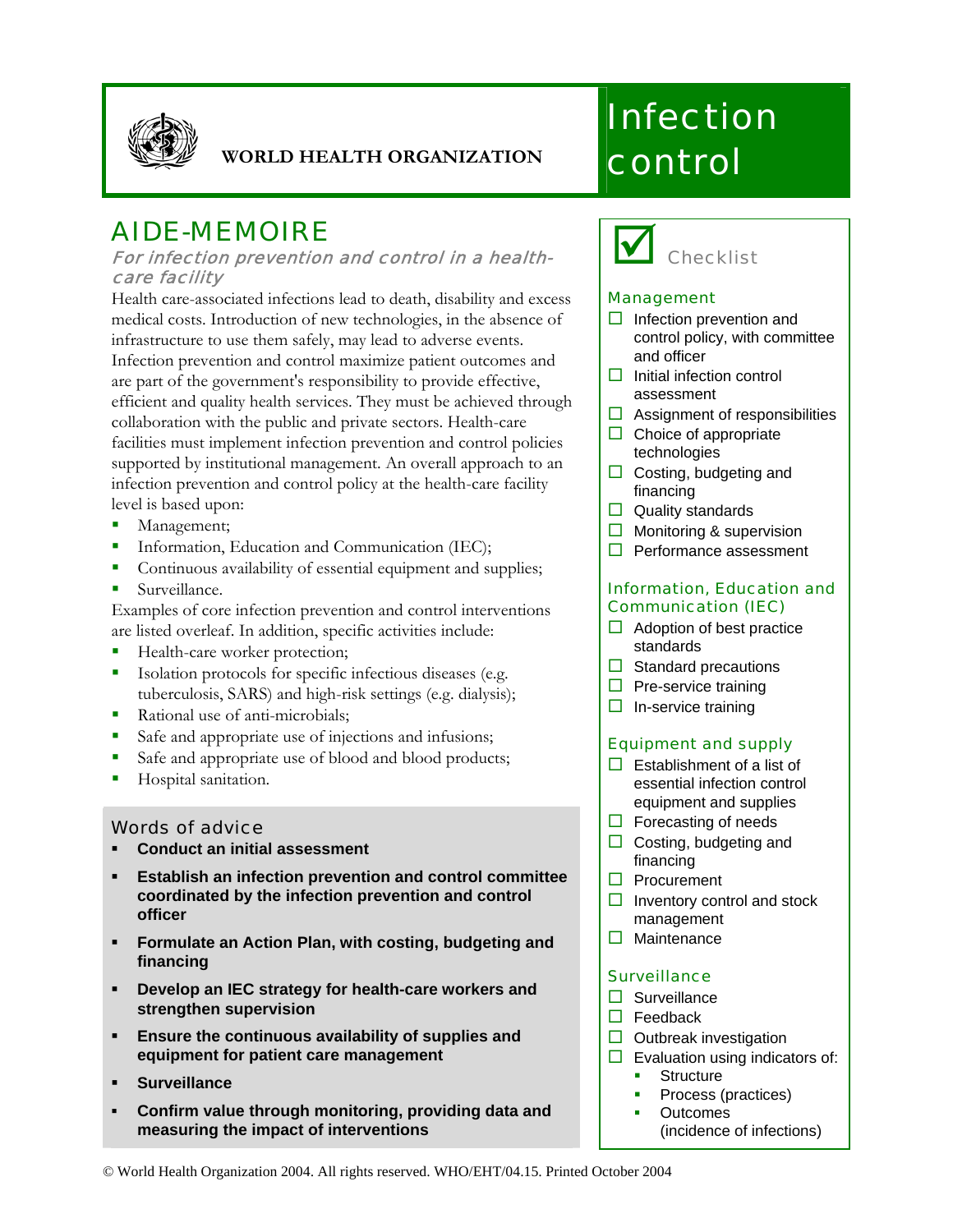WORLD HEALTH ORGANIZATION

# Infection control

## AIDE-MEMOIRE

### *For infection prevention and control in a health-care facility*

Health care-associated infections lead to death, disability and excess medical costs. Introduction of new technologies, in the absence of infrastructure to use them safely, may lead to adverse events. Infection prevention and control maximize patient outcomes and are part of the government's responsibility to provide effective, efficient and quality health services. They must be achieved through collaboration with the public and private sectors. Health-care facilities must implement infection prevention and control policies supported by institutional management. An overall approach to an infection prevention and control policy at the health-care facility level is based upon:

- Management;
- Information, Education and Communication (IEC);
- Continuous availability of essential equipment and supplies;
- Surveillance.

Examples of core infection prevention and control interventions are listed overleaf. In addition, specific activities include:

- Health-care worker protection;
- Isolation protocols for specific infectious diseases (e.g. tuberculosis, SARS) and high-risk settings (e.g. dialysis);
- Rational use of anti-microbials;
- Safe and appropriate use of injections and infusions;
- Safe and appropriate use of blood and blood products;
- Hospital sanitation.

### Words of advice

- **Conduct an initial assessment**
- **Establish an infection prevention and control committee coordinated by the infection prevention and control officer**
- **Formulate an Action Plan, with costing, budgeting and financing**
- **Develop an IEC strategy for health-care workers and strengthen supervision**
- **Ensure the continuous availability of supplies and equipment for patient care management**
- **Surveillance**
- **Confirm value through monitoring, providing data and measuring the impact of interventions**

## ☑ Checklist

### Management

- ☐ Infection prevention and control policy, with committee and officer
- ☐ Initial infection control assessment
- ☐ Assignment of responsibilities
- ☐ Choice of appropriate technologies
- ☐ Costing, budgeting and financing
- ☐ Quality standards
- ☐ Monitoring & supervision
- ☐ Performance assessment

### Information, Education and Communication (IEC)

- ☐ Adoption of best practice standards
- ☐ Standard precautions
- ☐ Pre-service training
- ☐ In-service training

### Equipment and supply

- ☐ Establishment of a list of essential infection control equipment and supplies
- ☐ Forecasting of needs
- ☐ Costing, budgeting and financing
- ☐ Procurement
- ☐ Inventory control and stock management
- ☐ Maintenance

### Surveillance

- ☐ Surveillance
- ☐ Feedback
- ☐ Outbreak investigation
- ☐ Evaluation using indicators of:
  - Structure
  - Process (practices)
  - Outcomes (incidence of infections)

© World Health Organization 2004. All rights reserved. WHO/EHT/04.15. Printed October 2004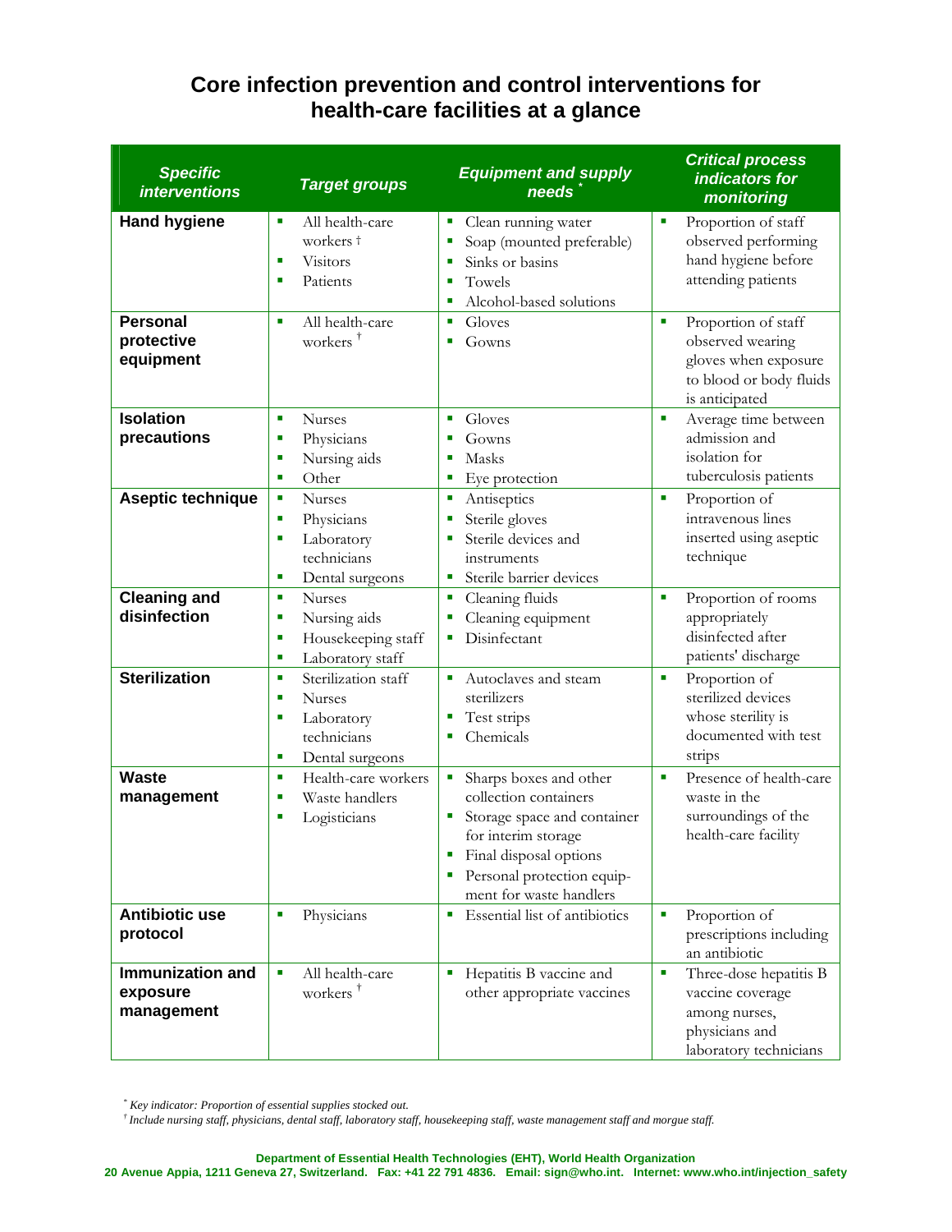# Core infection prevention and control interventions for health-care facilities at a glance

| *Specific interventions* | *Target groups* | *Equipment and supply needs* * | *Critical process indicators for monitoring* |
|---|---|---|---|
| **Hand hygiene** | ▪ All health-care workers † <br> ▪ Visitors <br> ▪ Patients | ▪ Clean running water <br> ▪ Soap (mounted preferable) <br> ▪ Sinks or basins <br> ▪ Towels <br> ▪ Alcohol-based solutions | ▪ Proportion of staff observed performing hand hygiene before attending patients |
| **Personal protective equipment** | ▪ All health-care workers † | ▪ Gloves <br> ▪ Gowns | ▪ Proportion of staff observed wearing gloves when exposure to blood or body fluids is anticipated |
| **Isolation precautions** | ▪ Nurses <br> ▪ Physicians <br> ▪ Nursing aids <br> ▪ Other | ▪ Gloves <br> ▪ Gowns <br> ▪ Masks <br> ▪ Eye protection | ▪ Average time between admission and isolation for tuberculosis patients |
| **Aseptic technique** | ▪ Nurses <br> ▪ Physicians <br> ▪ Laboratory technicians <br> ▪ Dental surgeons | ▪ Antiseptics <br> ▪ Sterile gloves <br> ▪ Sterile devices and instruments <br> ▪ Sterile barrier devices | ▪ Proportion of intravenous lines inserted using aseptic technique |
| **Cleaning and disinfection** | ▪ Nurses <br> ▪ Nursing aids <br> ▪ Housekeeping staff <br> ▪ Laboratory staff | ▪ Cleaning fluids <br> ▪ Cleaning equipment <br> ▪ Disinfectant | ▪ Proportion of rooms appropriately disinfected after patients' discharge |
| **Sterilization** | ▪ Sterilization staff <br> ▪ Nurses <br> ▪ Laboratory technicians <br> ▪ Dental surgeons | ▪ Autoclaves and steam sterilizers <br> ▪ Test strips <br> ▪ Chemicals | ▪ Proportion of sterilized devices whose sterility is documented with test strips |
| **Waste management** | ▪ Health-care workers <br> ▪ Waste handlers <br> ▪ Logisticians | ▪ Sharps boxes and other collection containers <br> ▪ Storage space and container for interim storage <br> ▪ Final disposal options <br> ▪ Personal protection equipment for waste handlers | ▪ Presence of health-care waste in the surroundings of the health-care facility |
| **Antibiotic use protocol** | ▪ Physicians | ▪ Essential list of antibiotics | ▪ Proportion of prescriptions including an antibiotic |
| **Immunization and exposure management** | ▪ All health-care workers † | ▪ Hepatitis B vaccine and other appropriate vaccines | ▪ Three-dose hepatitis B vaccine coverage among nurses, physicians and laboratory technicians |

* *Key indicator: Proportion of essential supplies stocked out.*

† *Include nursing staff, physicians, dental staff, laboratory staff, housekeeping staff, waste management staff and morgue staff.*

**Department of Essential Health Technologies (EHT), World Health Organization**
**20 Avenue Appia, 1211 Geneva 27, Switzerland. Fax: +41 22 791 4836. Email: sign@who.int. Internet: www.who.int/injection_safety**